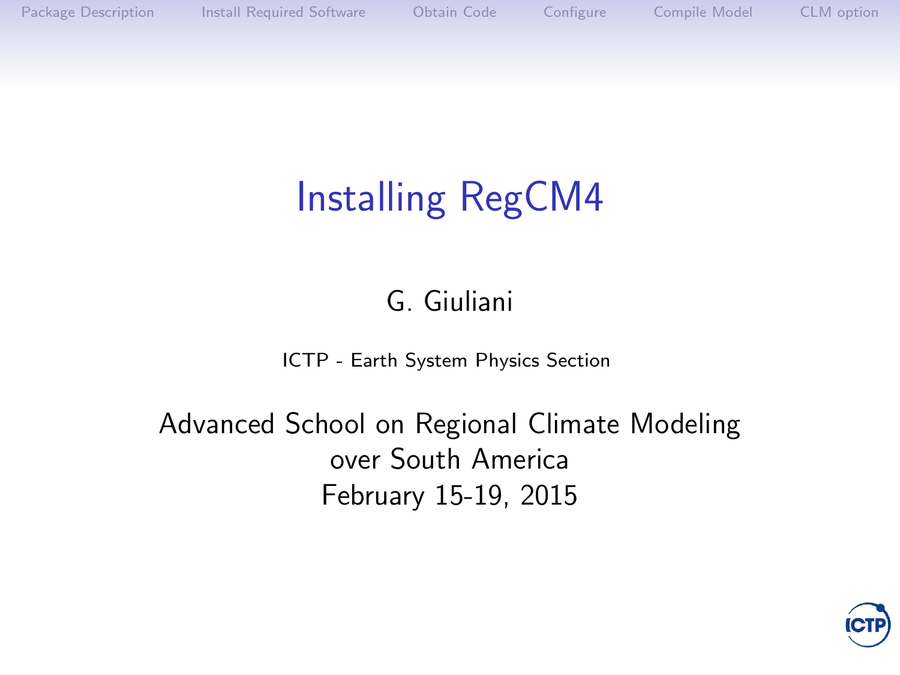# Installing RegCM4

G. Giuliani

ICTP - Earth System Physics Section

Advanced School on Regional Climate Modeling over South America

February 15-19, 2015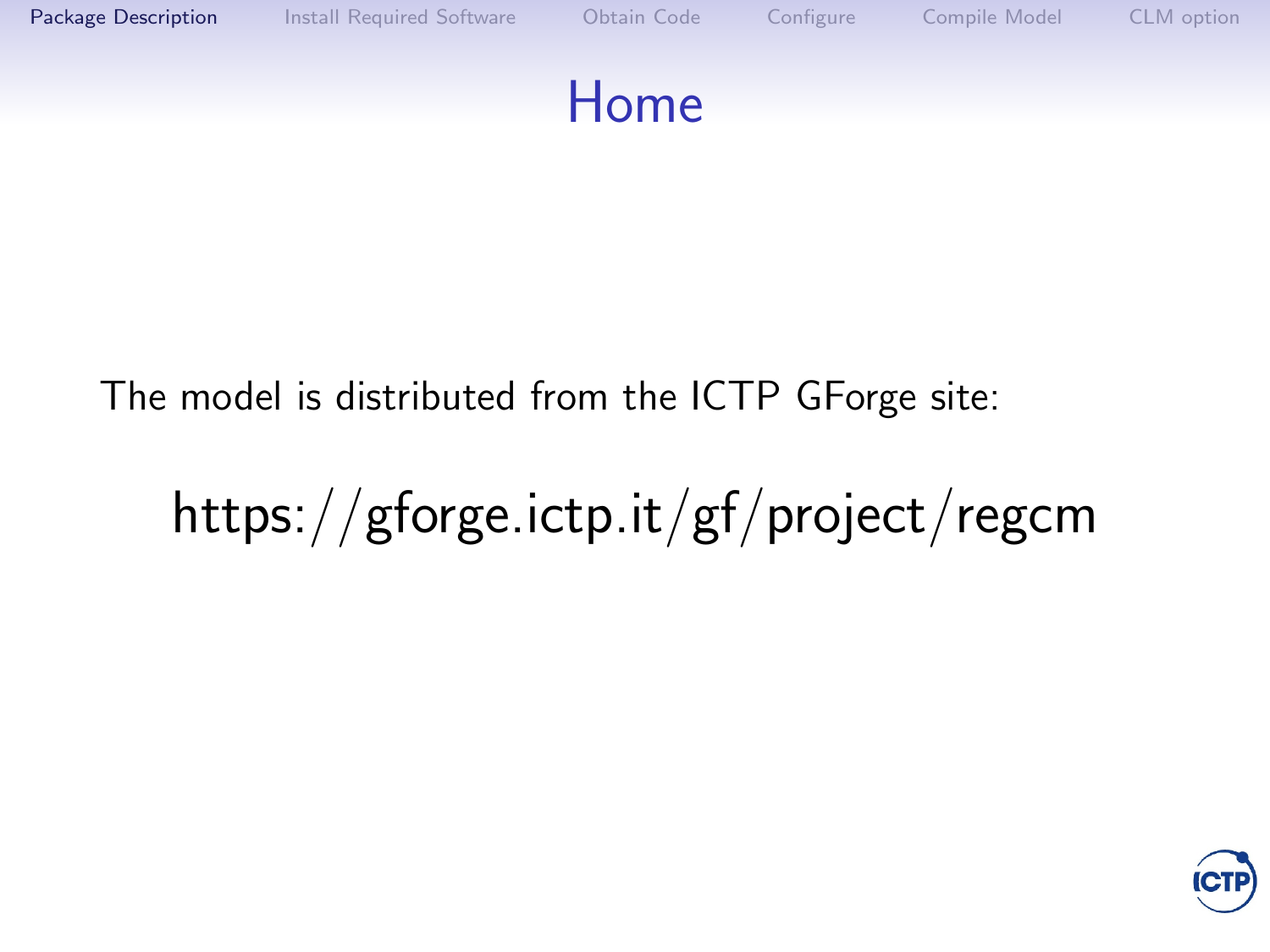# Home

The model is distributed from the ICTP GForge site:

https://gforge.ictp.it/gf/project/regcm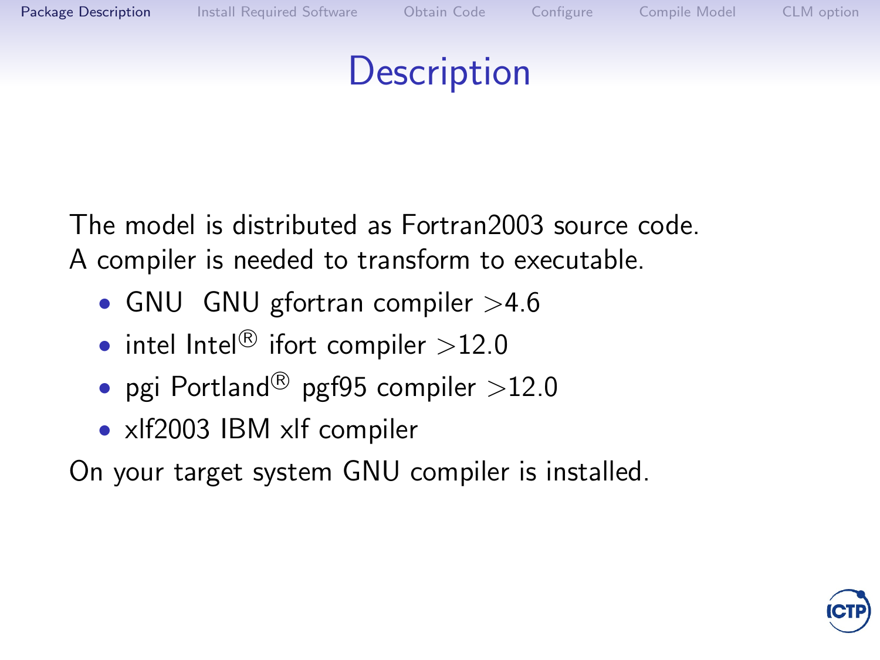# Description

The model is distributed as Fortran2003 source code.
A compiler is needed to transform to executable.

- GNU GNU gfortran compiler >4.6
- intel Intel® ifort compiler >12.0
- pgi Portland® pgf95 compiler >12.0
- xlf2003 IBM xlf compiler

On your target system GNU compiler is installed.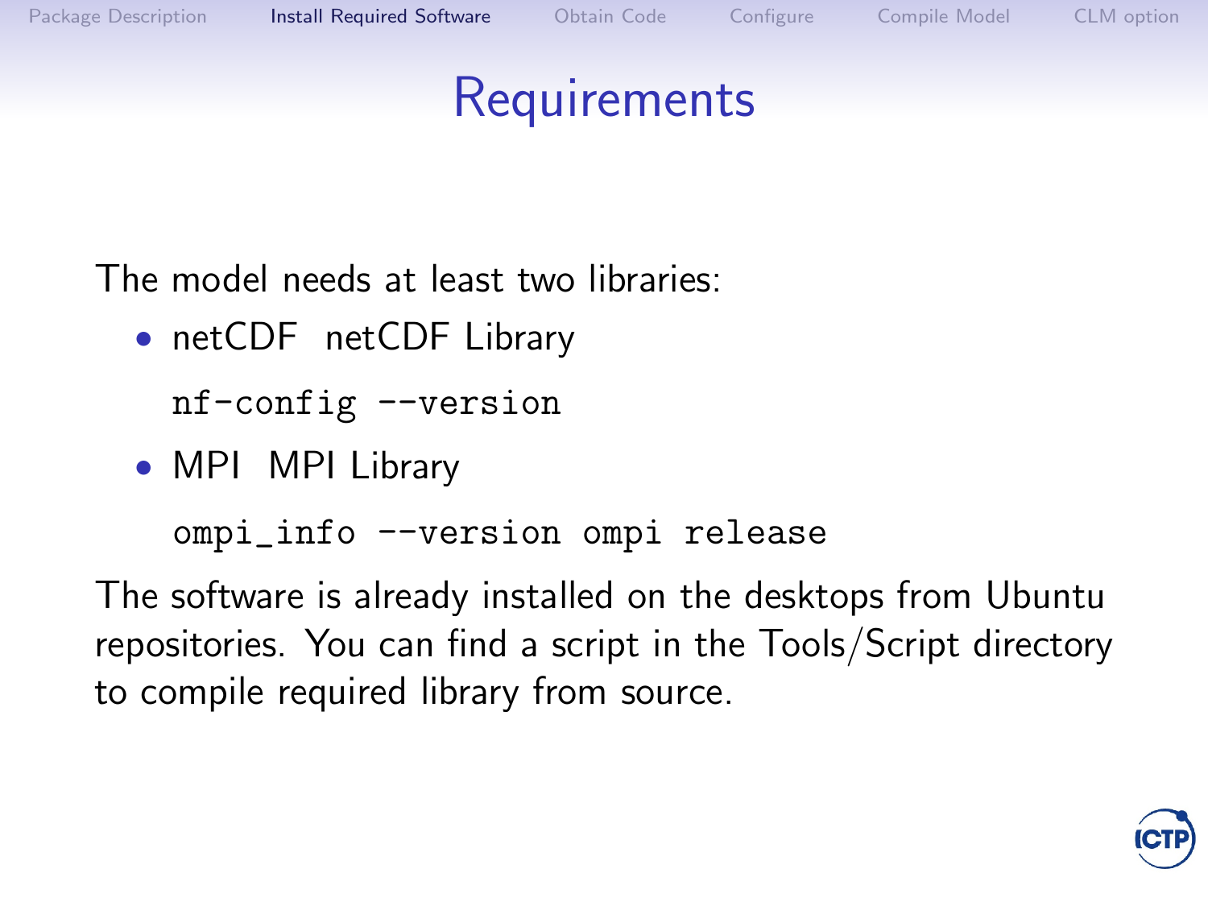# Requirements

The model needs at least two libraries:

- netCDF  netCDF Library

  ```
  nf-config --version
  ```

- MPI  MPI Library

  ```
  ompi_info --version ompi release
  ```

The software is already installed on the desktops from Ubuntu repositories. You can find a script in the Tools/Script directory to compile required library from source.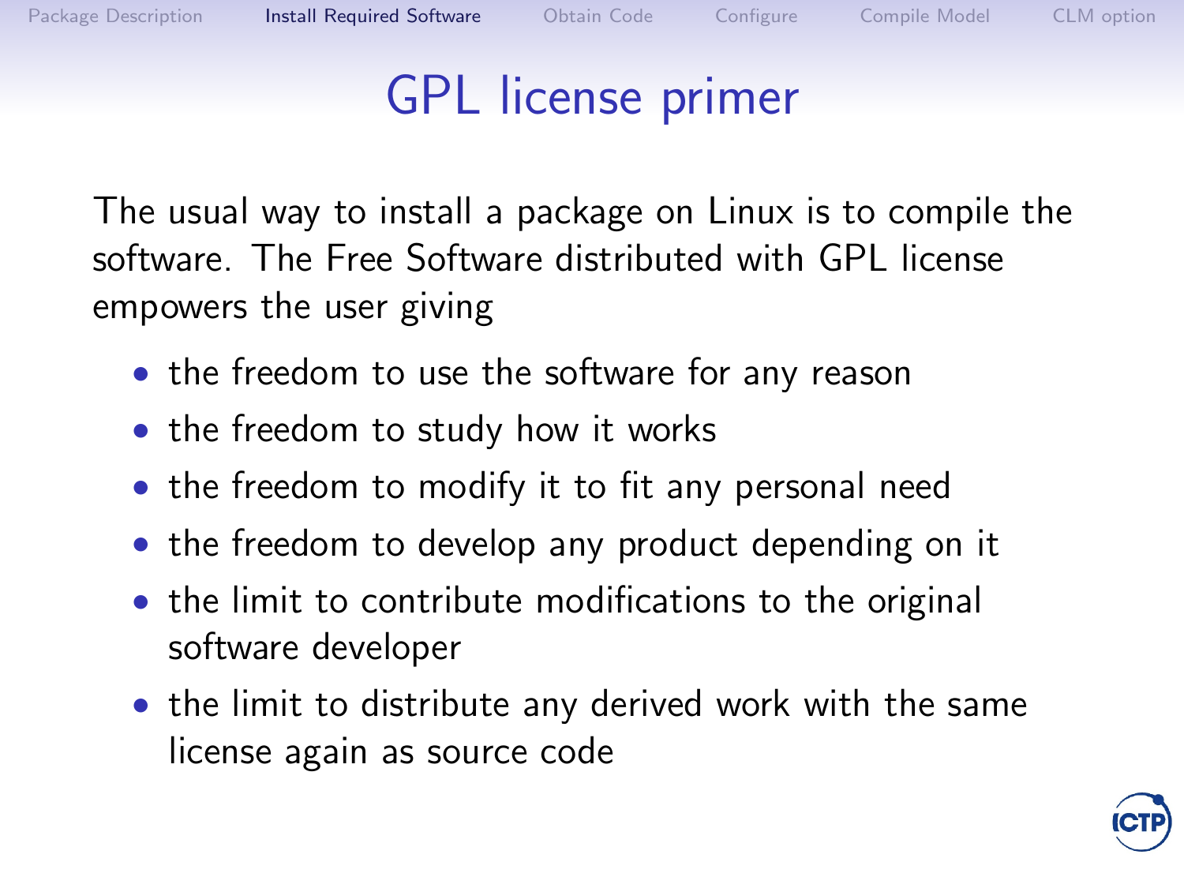# GPL license primer

The usual way to install a package on Linux is to compile the software. The Free Software distributed with GPL license empowers the user giving

- the freedom to use the software for any reason
- the freedom to study how it works
- the freedom to modify it to fit any personal need
- the freedom to develop any product depending on it
- the limit to contribute modifications to the original software developer
- the limit to distribute any derived work with the same license again as source code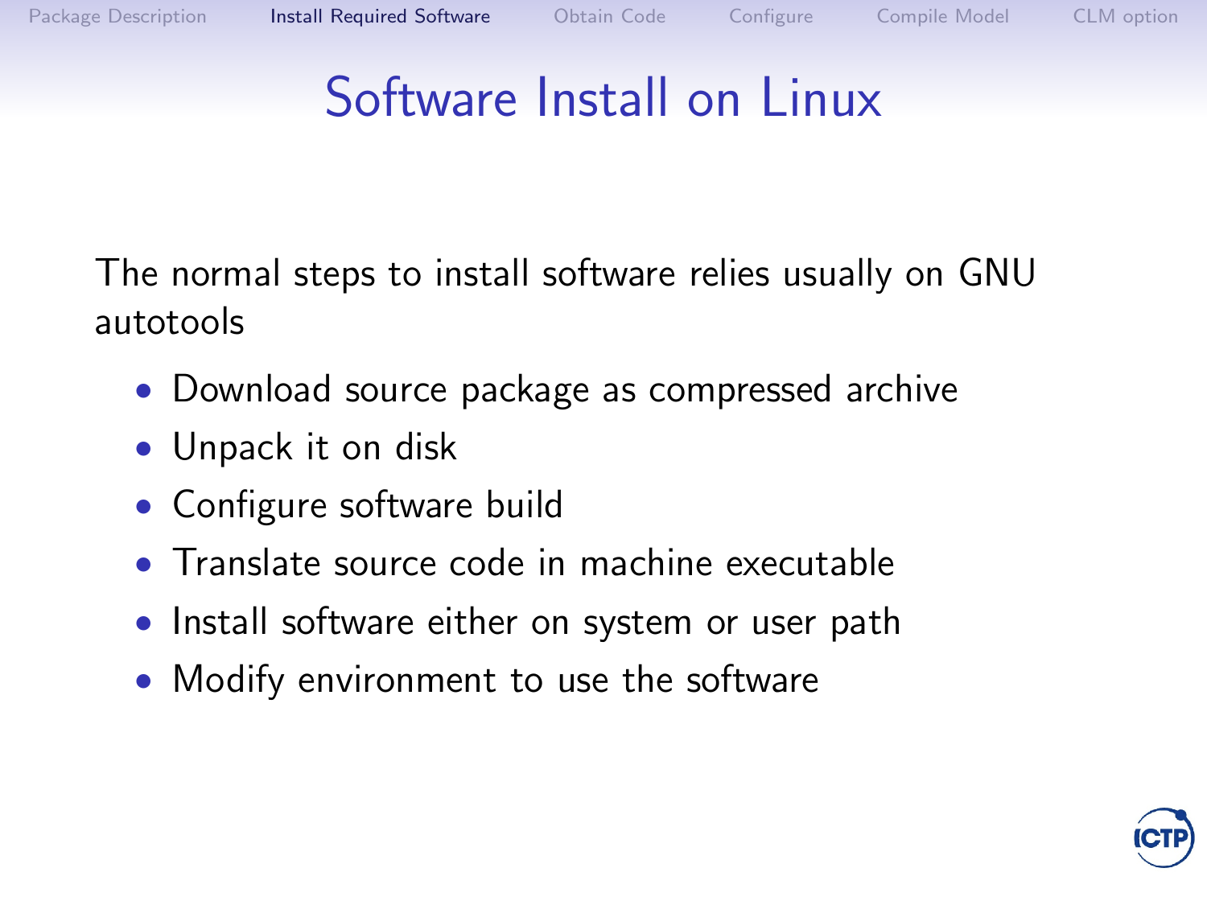# Software Install on Linux

The normal steps to install software relies usually on GNU autotools

- Download source package as compressed archive
- Unpack it on disk
- Configure software build
- Translate source code in machine executable
- Install software either on system or user path
- Modify environment to use the software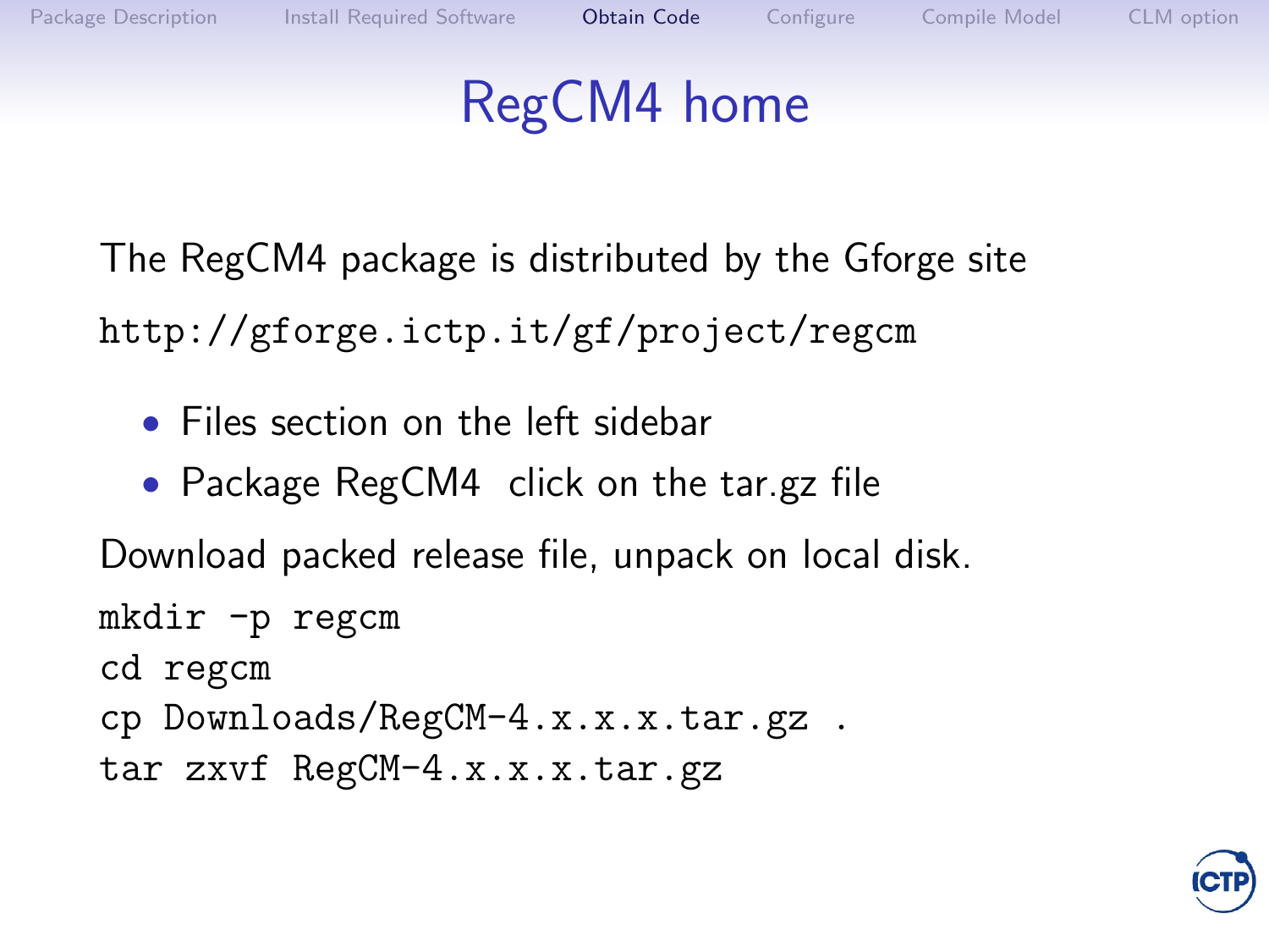# RegCM4 home

The RegCM4 package is distributed by the Gforge site

http://gforge.ictp.it/gf/project/regcm

- Files section on the left sidebar
- Package RegCM4  click on the tar.gz file

Download packed release file, unpack on local disk.

```
mkdir -p regcm
cd regcm
cp Downloads/RegCM-4.x.x.x.tar.gz .
tar zxvf RegCM-4.x.x.x.tar.gz
```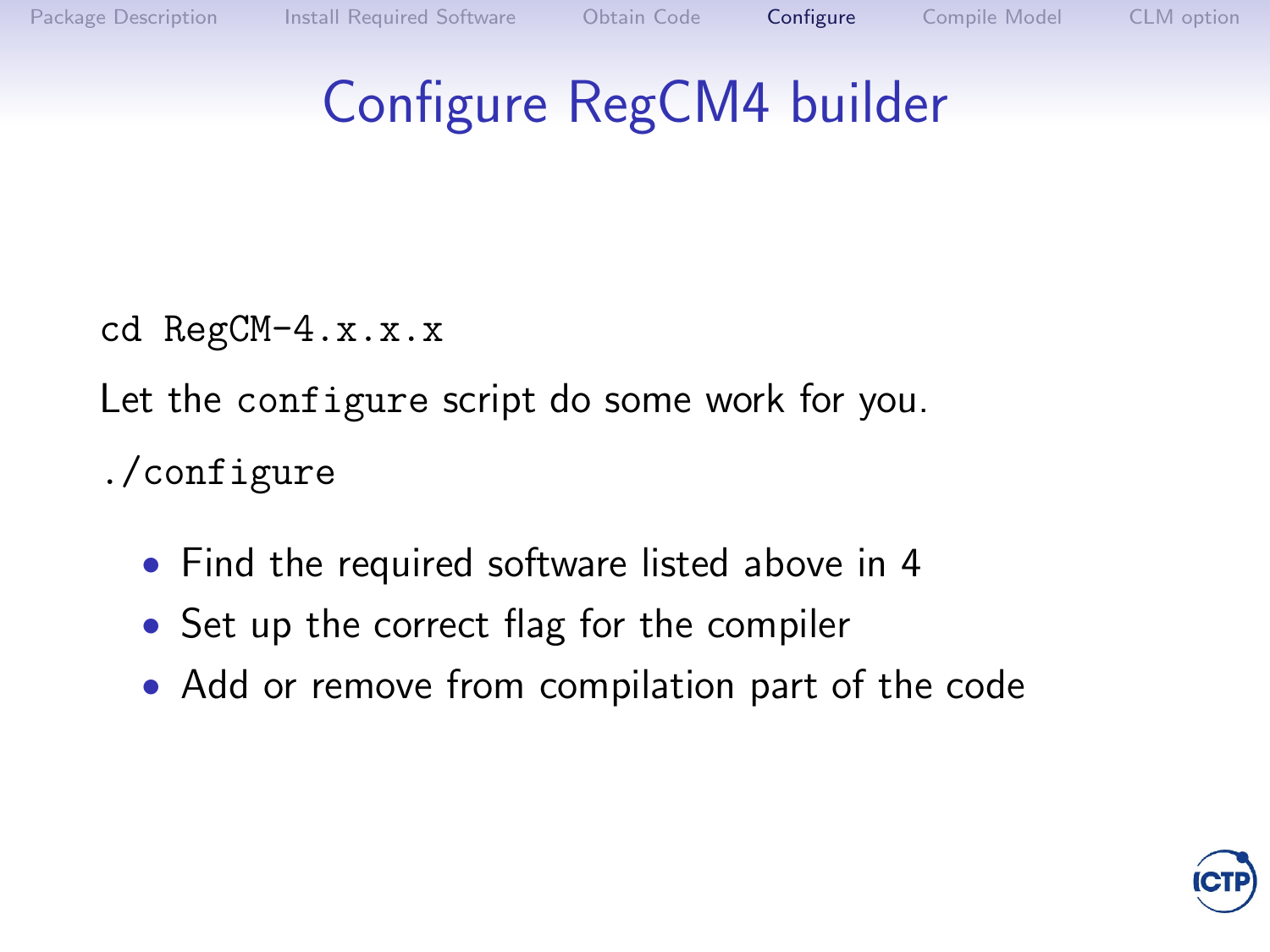# Configure RegCM4 builder

```
cd RegCM-4.x.x.x
```

Let the `configure` script do some work for you.

```
./configure
```

- Find the required software listed above in 4
- Set up the correct flag for the compiler
- Add or remove from compilation part of the code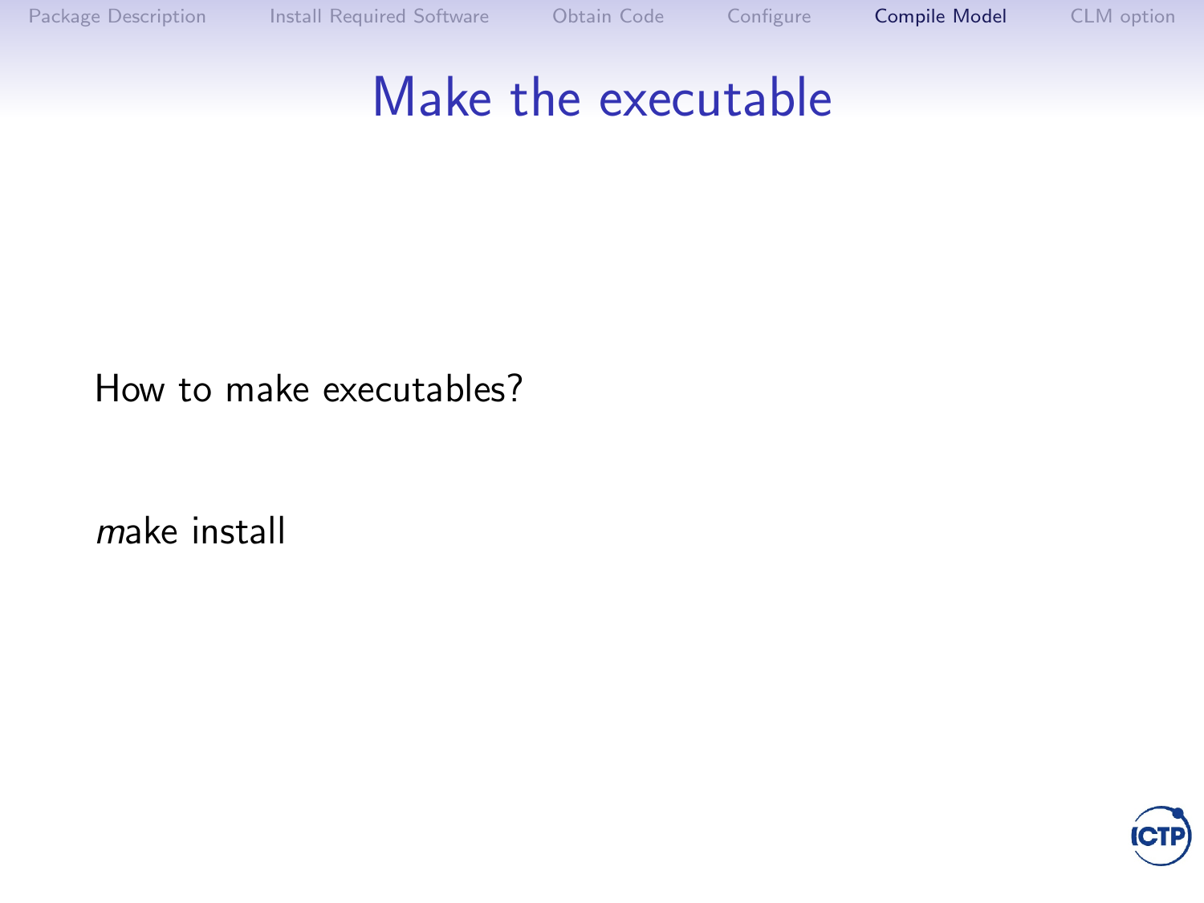# Make the executable

How to make executables?

*m*ake install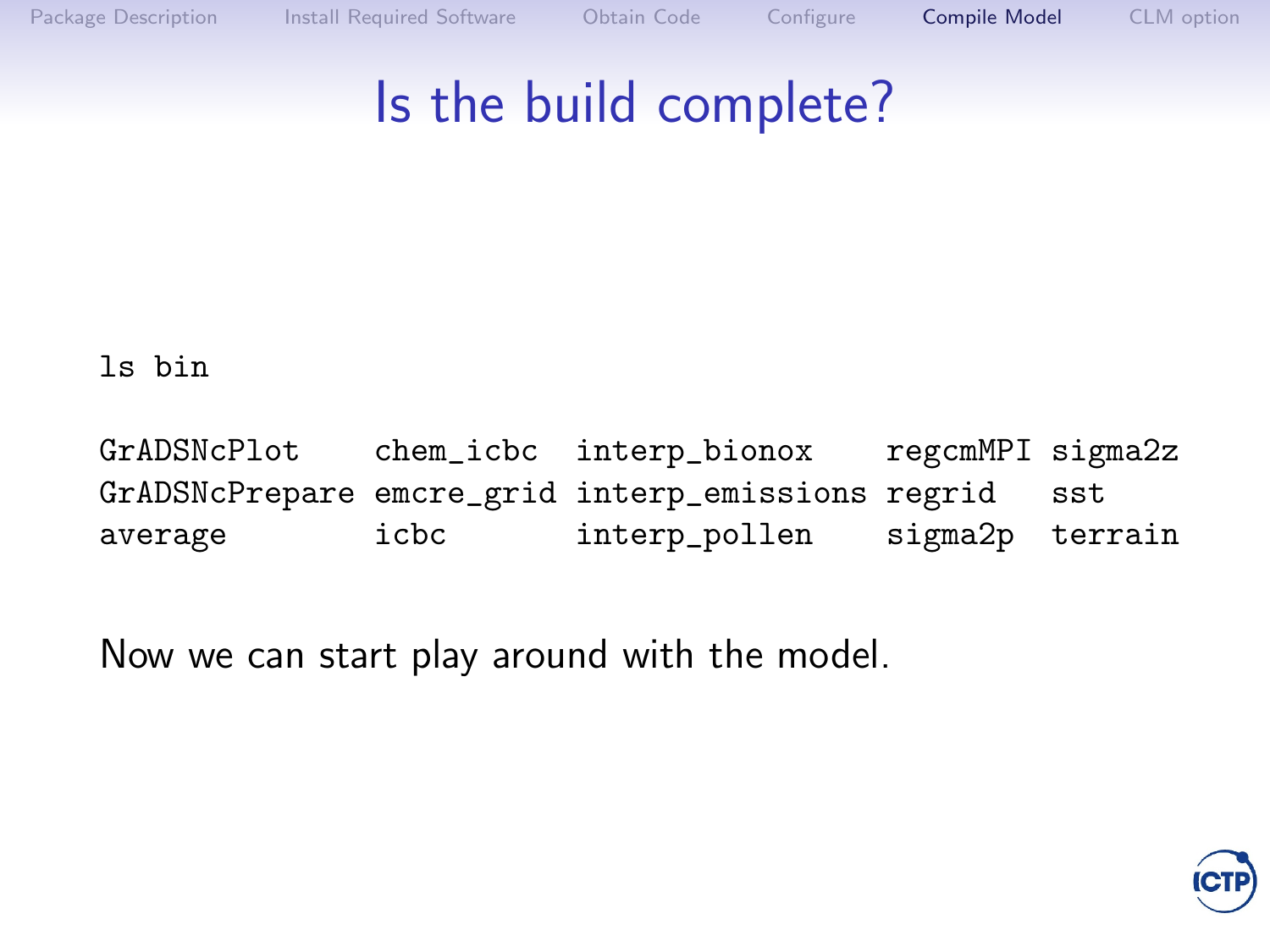# Is the build complete?

```
ls bin

GrADSNcPlot    chem_icbc  interp_bionox    regcmMPI sigma2z
GrADSNcPrepare emcre_grid interp_emissions regrid   sst
average        icbc       interp_pollen    sigma2p  terrain
```

Now we can start play around with the model.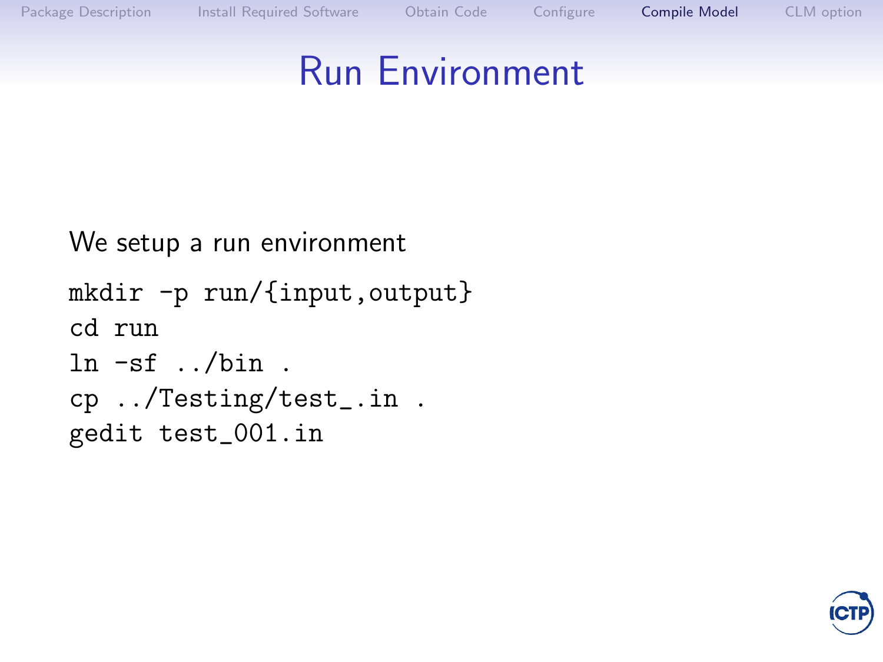# Run Environment

We setup a run environment

```
mkdir -p run/{input,output}
cd run
ln -sf ../bin .
cp ../Testing/test_.in .
gedit test_001.in
```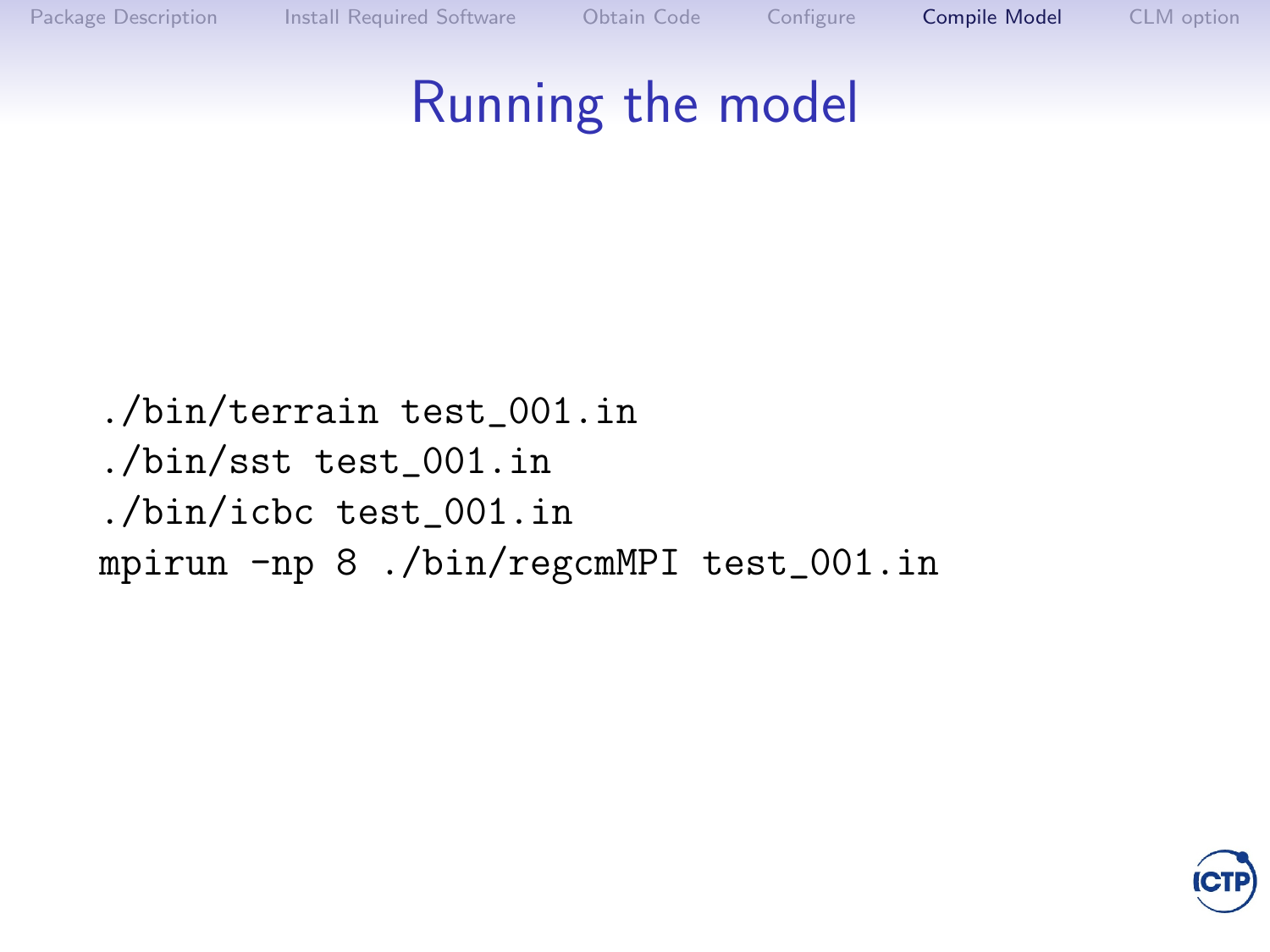# Running the model

```
./bin/terrain test_001.in
./bin/sst test_001.in
./bin/icbc test_001.in
mpirun -np 8 ./bin/regcmMPI test_001.in
```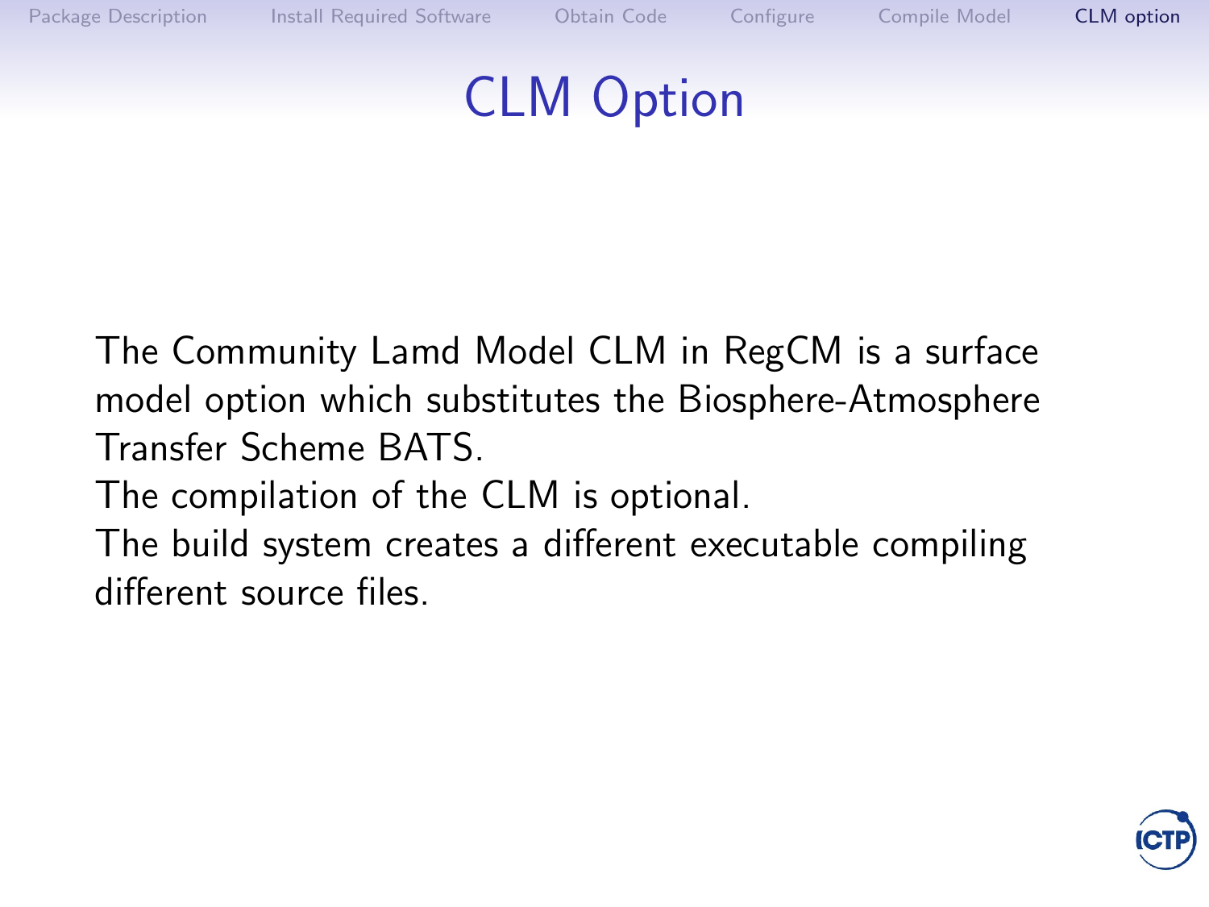# CLM Option

The Community Lamd Model CLM in RegCM is a surface model option which substitutes the Biosphere-Atmosphere Transfer Scheme BATS.

The compilation of the CLM is optional.

The build system creates a different executable compiling different source files.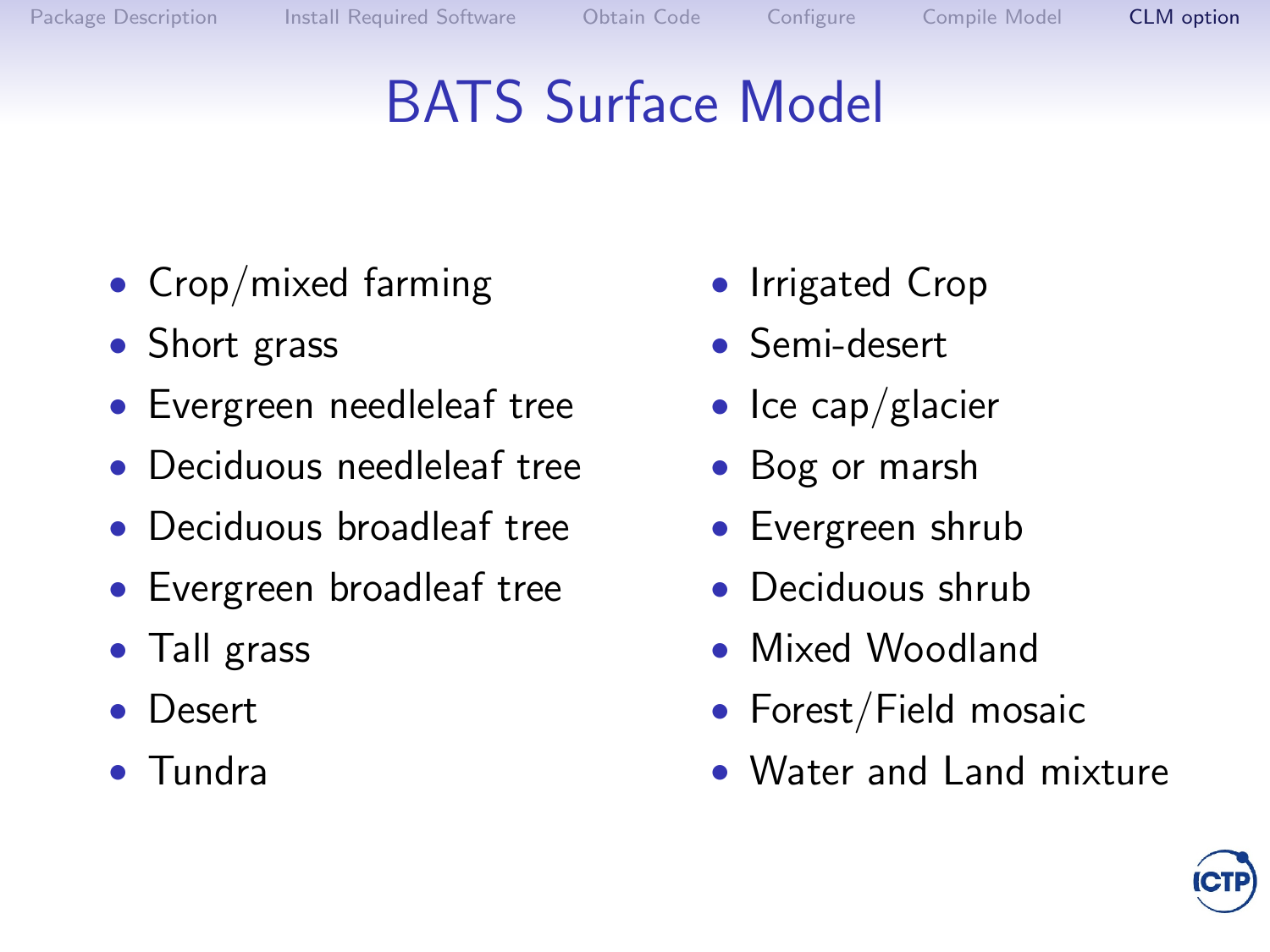# BATS Surface Model

- Crop/mixed farming
- Short grass
- Evergreen needleleaf tree
- Deciduous needleleaf tree
- Deciduous broadleaf tree
- Evergreen broadleaf tree
- Tall grass
- Desert
- Tundra
- Irrigated Crop
- Semi-desert
- Ice cap/glacier
- Bog or marsh
- Evergreen shrub
- Deciduous shrub
- Mixed Woodland
- Forest/Field mosaic
- Water and Land mixture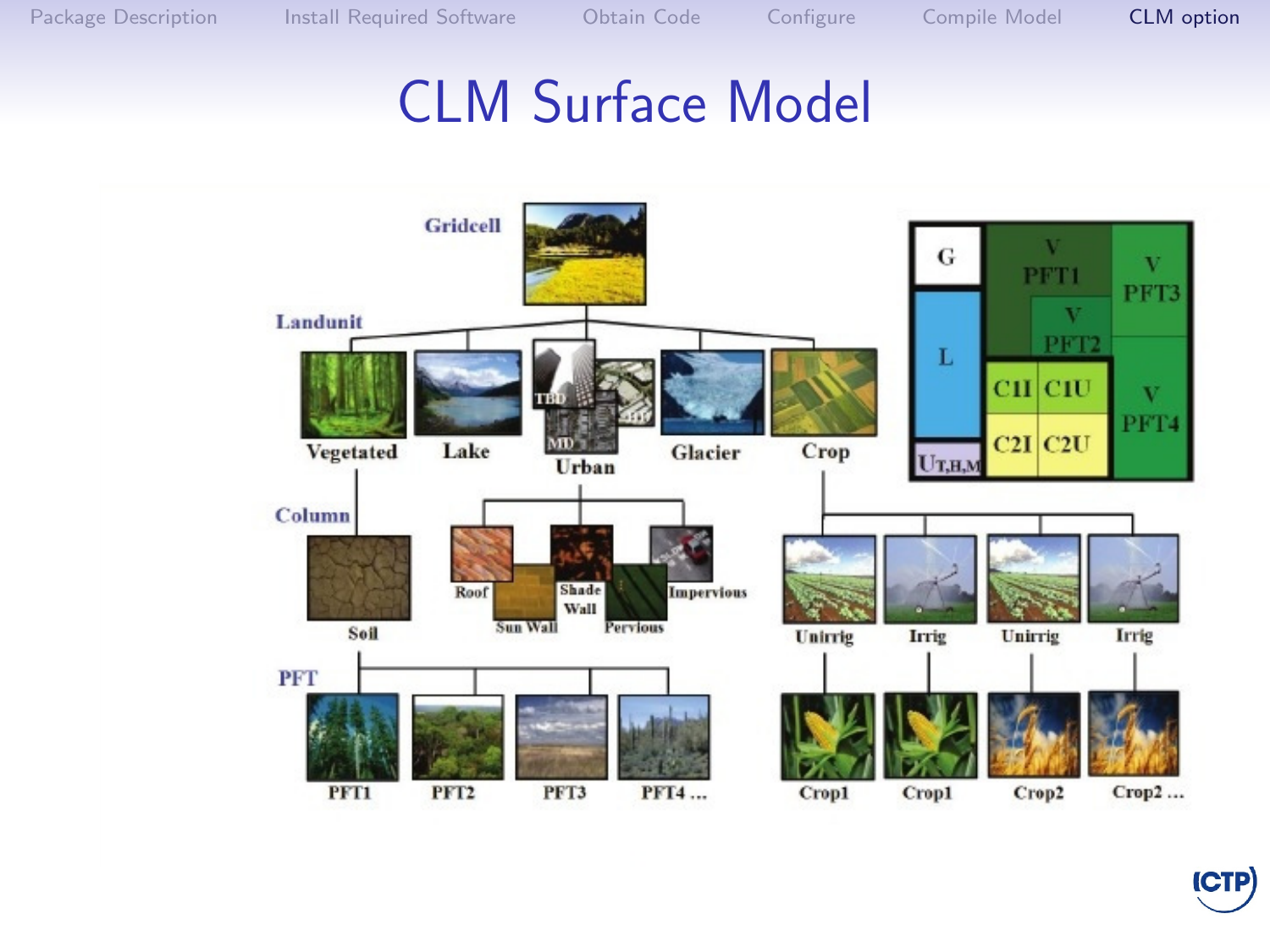# CLM Surface Model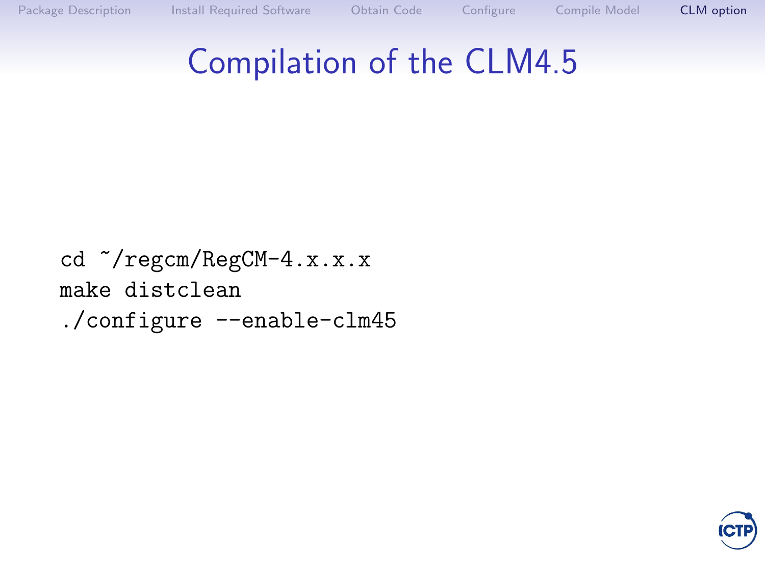# Compilation of the CLM4.5

```
cd ~/regcm/RegCM-4.x.x.x
make distclean
./configure --enable-clm45
```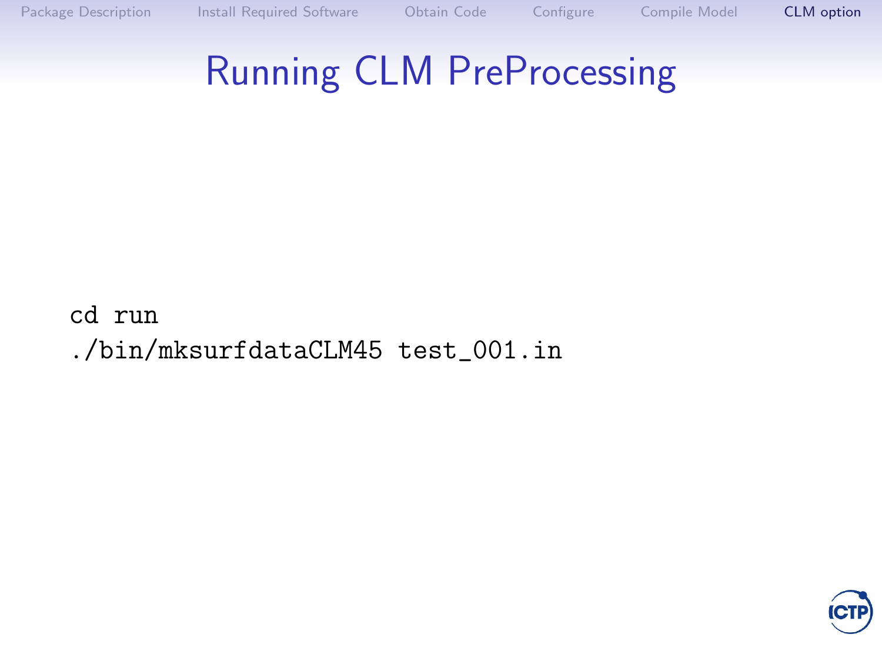# Running CLM PreProcessing

```
cd run
./bin/mksurfdataCLM45 test_001.in
```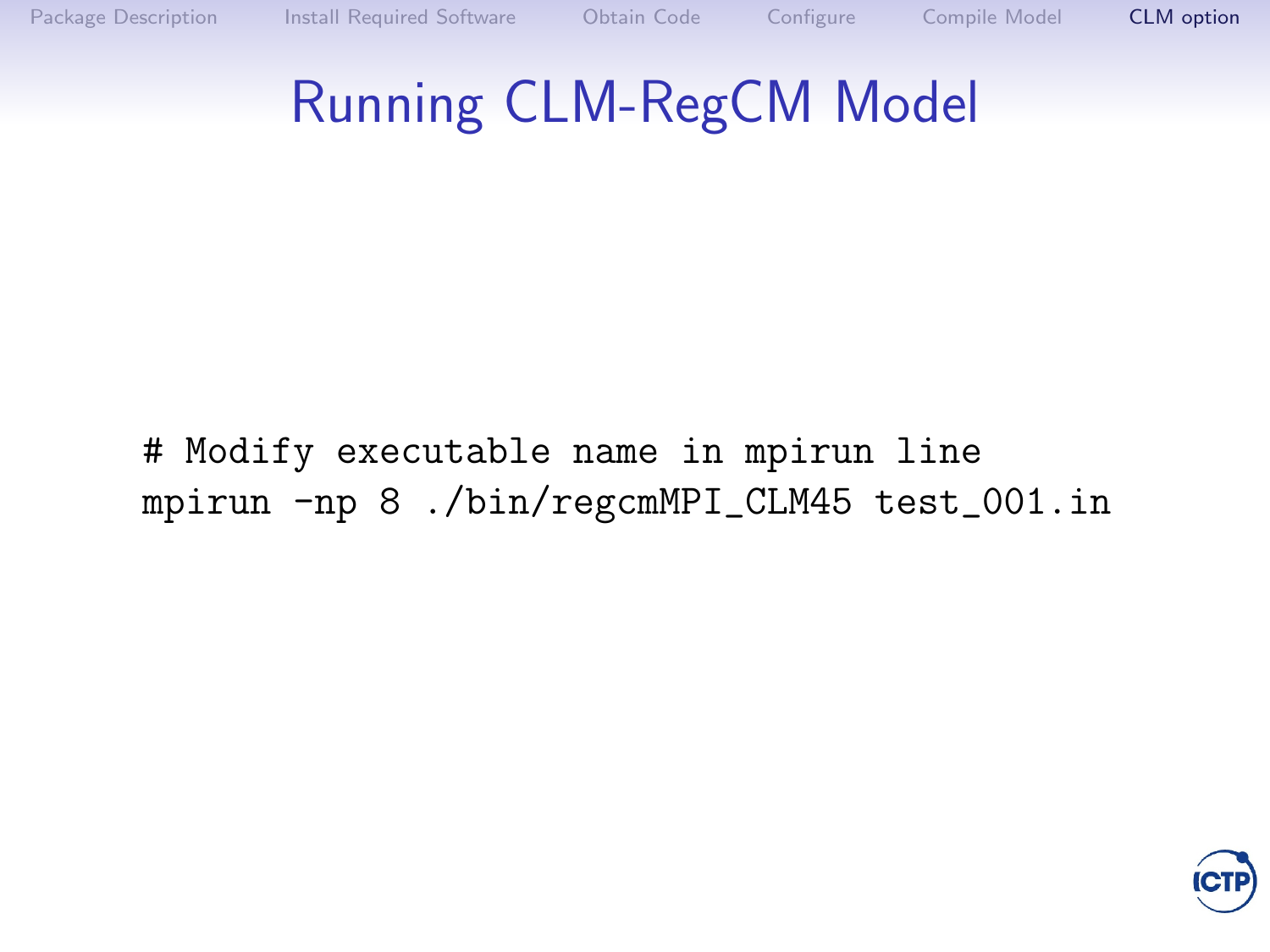# Running CLM-RegCM Model

```
# Modify executable name in mpirun line
mpirun -np 8 ./bin/regcmMPI_CLM45 test_001.in
```